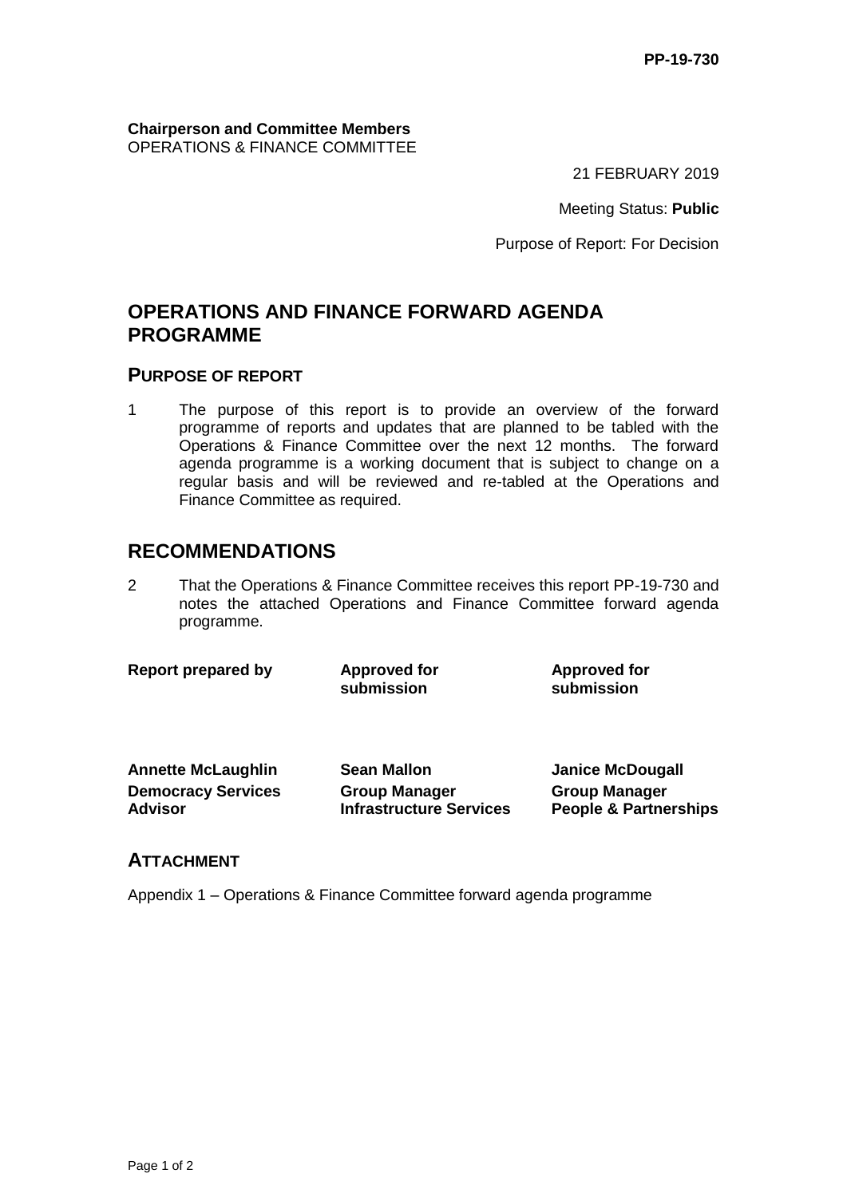**PP-19-730**

**Chairperson and Committee Members**
OPERATIONS & FINANCE COMMITTEE

21 FEBRUARY 2019

Meeting Status: **Public**

Purpose of Report: For Decision

# OPERATIONS AND FINANCE FORWARD AGENDA PROGRAMME

## PURPOSE OF REPORT

1 The purpose of this report is to provide an overview of the forward programme of reports and updates that are planned to be tabled with the Operations & Finance Committee over the next 12 months. The forward agenda programme is a working document that is subject to change on a regular basis and will be reviewed and re-tabled at the Operations and Finance Committee as required.

# RECOMMENDATIONS

2 That the Operations & Finance Committee receives this report PP-19-730 and notes the attached Operations and Finance Committee forward agenda programme.

| **Report prepared by** | **Approved for submission** | **Approved for submission** |
|---|---|---|
| **Annette McLaughlin** | **Sean Mallon** | **Janice McDougall** |
| **Democracy Services Advisor** | **Group Manager Infrastructure Services** | **Group Manager People & Partnerships** |

## ATTACHMENT

Appendix 1 – Operations & Finance Committee forward agenda programme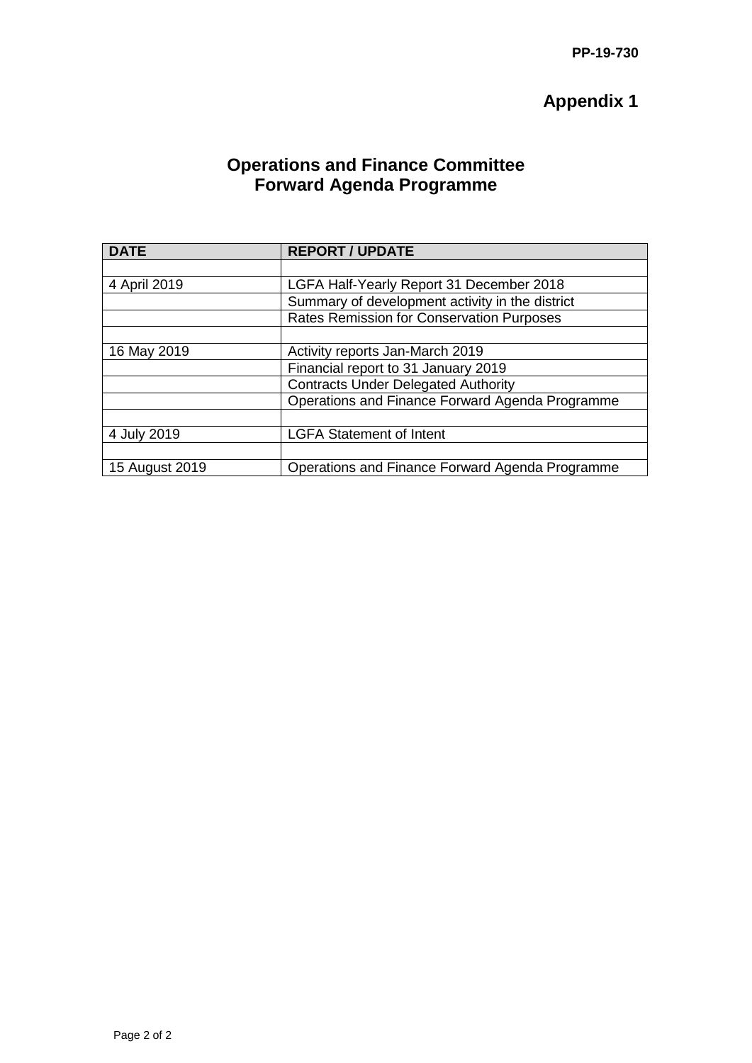PP-19-730

# Appendix 1

## Operations and Finance Committee
## Forward Agenda Programme

| DATE | REPORT / UPDATE |
|---|---|
| | |
| 4 April 2019 | LGFA Half-Yearly Report 31 December 2018 |
| | Summary of development activity in the district |
| | Rates Remission for Conservation Purposes |
| | |
| 16 May 2019 | Activity reports Jan-March 2019 |
| | Financial report to 31 January 2019 |
| | Contracts Under Delegated Authority |
| | Operations and Finance Forward Agenda Programme |
| | |
| 4 July 2019 | LGFA Statement of Intent |
| | |
| 15 August 2019 | Operations and Finance Forward Agenda Programme |